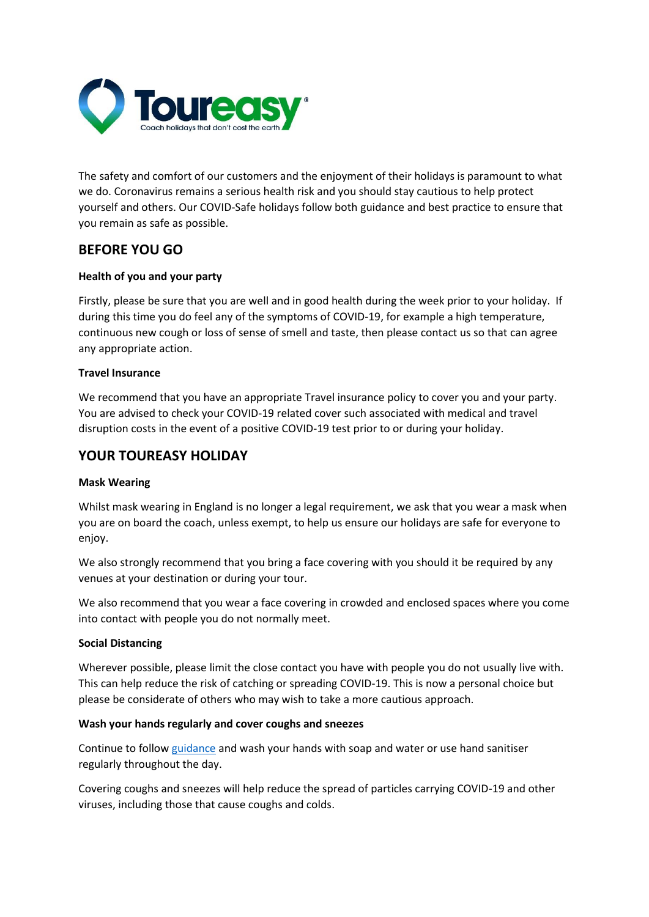Toureasy®
Coach holidays that don't cost the earth

The safety and comfort of our customers and the enjoyment of their holidays is paramount to what we do. Coronavirus remains a serious health risk and you should stay cautious to help protect yourself and others. Our COVID-Safe holidays follow both guidance and best practice to ensure that you remain as safe as possible.

## BEFORE YOU GO

**Health of you and your party**

Firstly, please be sure that you are well and in good health during the week prior to your holiday. If during this time you do feel any of the symptoms of COVID-19, for example a high temperature, continuous new cough or loss of sense of smell and taste, then please contact us so that can agree any appropriate action.

**Travel Insurance**

We recommend that you have an appropriate Travel insurance policy to cover you and your party. You are advised to check your COVID-19 related cover such associated with medical and travel disruption costs in the event of a positive COVID-19 test prior to or during your holiday.

## YOUR TOUREASY HOLIDAY

**Mask Wearing**

Whilst mask wearing in England is no longer a legal requirement, we ask that you wear a mask when you are on board the coach, unless exempt, to help us ensure our holidays are safe for everyone to enjoy.

We also strongly recommend that you bring a face covering with you should it be required by any venues at your destination or during your tour.

We also recommend that you wear a face covering in crowded and enclosed spaces where you come into contact with people you do not normally meet.

**Social Distancing**

Wherever possible, please limit the close contact you have with people you do not usually live with. This can help reduce the risk of catching or spreading COVID-19. This is now a personal choice but please be considerate of others who may wish to take a more cautious approach.

**Wash your hands regularly and cover coughs and sneezes**

Continue to follow guidance and wash your hands with soap and water or use hand sanitiser regularly throughout the day.

Covering coughs and sneezes will help reduce the spread of particles carrying COVID-19 and other viruses, including those that cause coughs and colds.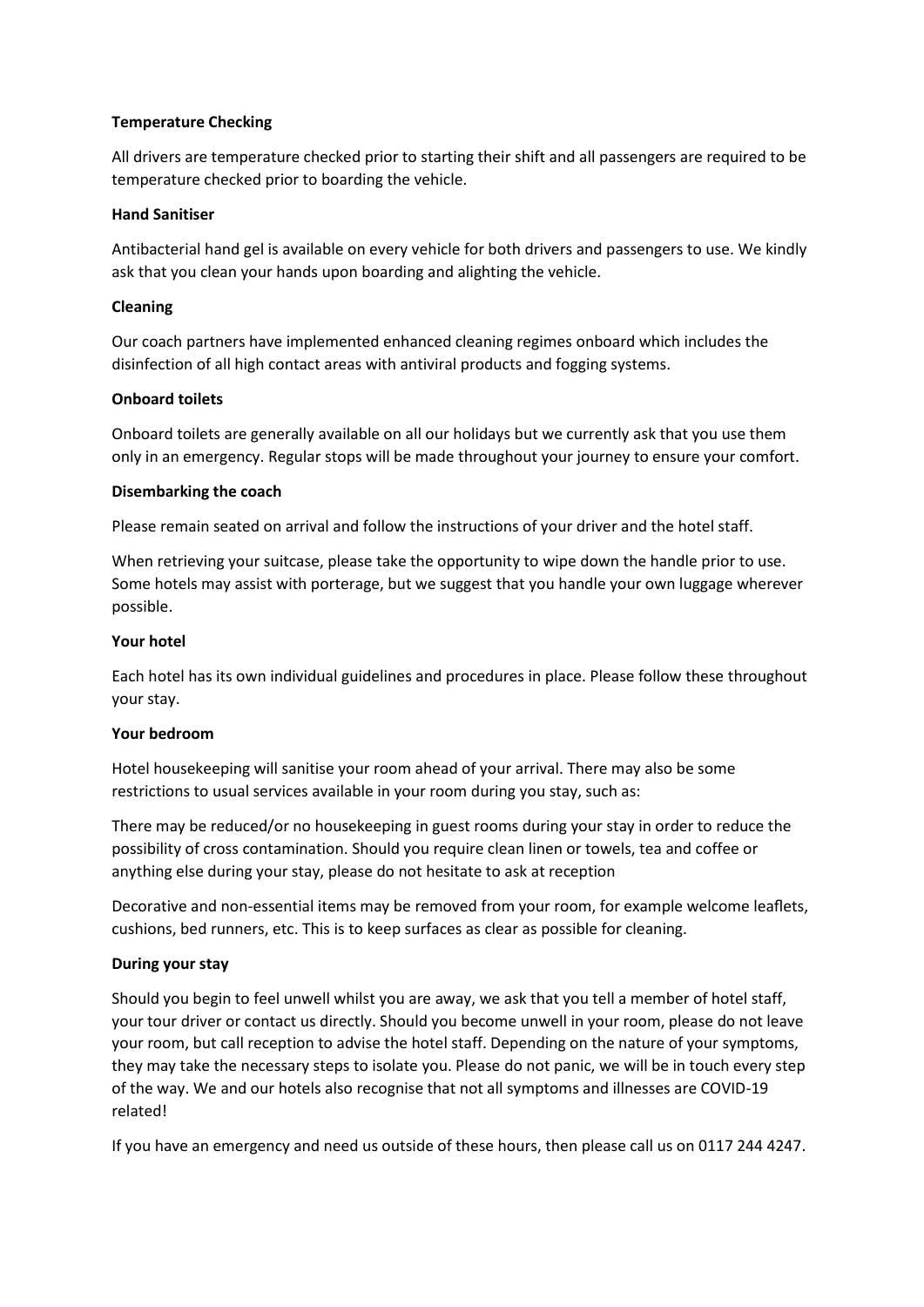**Temperature Checking**

All drivers are temperature checked prior to starting their shift and all passengers are required to be temperature checked prior to boarding the vehicle.

**Hand Sanitiser**

Antibacterial hand gel is available on every vehicle for both drivers and passengers to use. We kindly ask that you clean your hands upon boarding and alighting the vehicle.

**Cleaning**

Our coach partners have implemented enhanced cleaning regimes onboard which includes the disinfection of all high contact areas with antiviral products and fogging systems.

**Onboard toilets**

Onboard toilets are generally available on all our holidays but we currently ask that you use them only in an emergency. Regular stops will be made throughout your journey to ensure your comfort.

**Disembarking the coach**

Please remain seated on arrival and follow the instructions of your driver and the hotel staff.

When retrieving your suitcase, please take the opportunity to wipe down the handle prior to use. Some hotels may assist with porterage, but we suggest that you handle your own luggage wherever possible.

**Your hotel**

Each hotel has its own individual guidelines and procedures in place. Please follow these throughout your stay.

**Your bedroom**

Hotel housekeeping will sanitise your room ahead of your arrival. There may also be some restrictions to usual services available in your room during you stay, such as:

There may be reduced/or no housekeeping in guest rooms during your stay in order to reduce the possibility of cross contamination. Should you require clean linen or towels, tea and coffee or anything else during your stay, please do not hesitate to ask at reception

Decorative and non-essential items may be removed from your room, for example welcome leaflets, cushions, bed runners, etc. This is to keep surfaces as clear as possible for cleaning.

**During your stay**

Should you begin to feel unwell whilst you are away, we ask that you tell a member of hotel staff, your tour driver or contact us directly. Should you become unwell in your room, please do not leave your room, but call reception to advise the hotel staff. Depending on the nature of your symptoms, they may take the necessary steps to isolate you. Please do not panic, we will be in touch every step of the way. We and our hotels also recognise that not all symptoms and illnesses are COVID-19 related!

If you have an emergency and need us outside of these hours, then please call us on 0117 244 4247.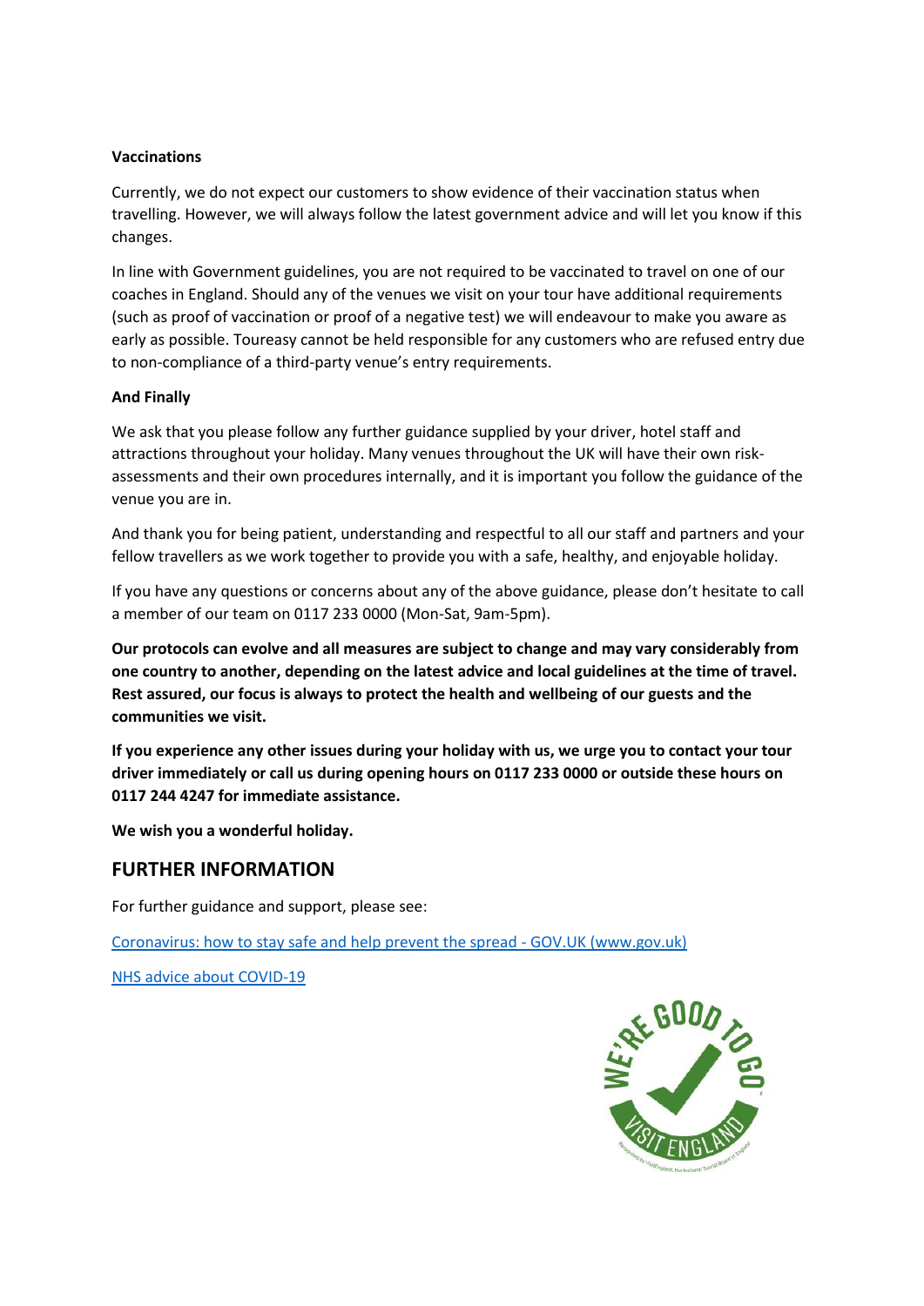**Vaccinations**

Currently, we do not expect our customers to show evidence of their vaccination status when travelling. However, we will always follow the latest government advice and will let you know if this changes.

In line with Government guidelines, you are not required to be vaccinated to travel on one of our coaches in England. Should any of the venues we visit on your tour have additional requirements (such as proof of vaccination or proof of a negative test) we will endeavour to make you aware as early as possible. Toureasy cannot be held responsible for any customers who are refused entry due to non-compliance of a third-party venue's entry requirements.

**And Finally**

We ask that you please follow any further guidance supplied by your driver, hotel staff and attractions throughout your holiday. Many venues throughout the UK will have their own risk-assessments and their own procedures internally, and it is important you follow the guidance of the venue you are in.

And thank you for being patient, understanding and respectful to all our staff and partners and your fellow travellers as we work together to provide you with a safe, healthy, and enjoyable holiday.

If you have any questions or concerns about any of the above guidance, please don't hesitate to call a member of our team on 0117 233 0000 (Mon-Sat, 9am-5pm).

**Our protocols can evolve and all measures are subject to change and may vary considerably from one country to another, depending on the latest advice and local guidelines at the time of travel. Rest assured, our focus is always to protect the health and wellbeing of our guests and the communities we visit.**

**If you experience any other issues during your holiday with us, we urge you to contact your tour driver immediately or call us during opening hours on 0117 233 0000 or outside these hours on 0117 244 4247 for immediate assistance.**

**We wish you a wonderful holiday.**

## FURTHER INFORMATION

For further guidance and support, please see:

[Coronavirus: how to stay safe and help prevent the spread - GOV.UK (www.gov.uk)]

[NHS advice about COVID-19]

WE'RE GOOD TO GO
VISIT ENGLAND